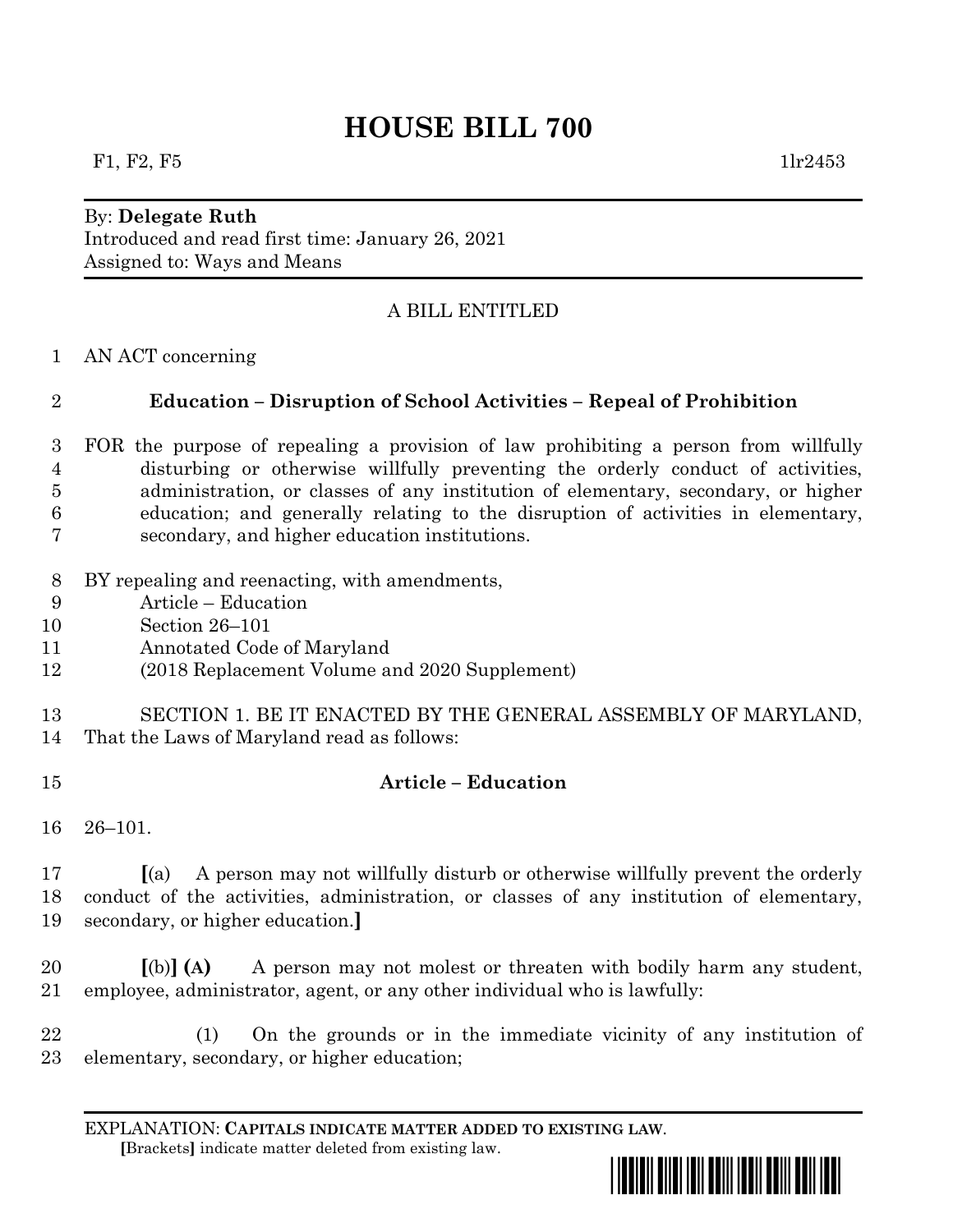# HOUSE BILL 700

F1, F2, F5 1lr2453

By: **Delegate Ruth**
Introduced and read first time: January 26, 2021
Assigned to: Ways and Means

A BILL ENTITLED

1 AN ACT concerning

2 **Education – Disruption of School Activities – Repeal of Prohibition**

3 FOR the purpose of repealing a provision of law prohibiting a person from willfully
4 disturbing or otherwise willfully preventing the orderly conduct of activities,
5 administration, or classes of any institution of elementary, secondary, or higher
6 education; and generally relating to the disruption of activities in elementary,
7 secondary, and higher education institutions.

8 BY repealing and reenacting, with amendments,
9 Article – Education
10 Section 26–101
11 Annotated Code of Maryland
12 (2018 Replacement Volume and 2020 Supplement)

13 SECTION 1. BE IT ENACTED BY THE GENERAL ASSEMBLY OF MARYLAND,
14 That the Laws of Maryland read as follows:

15 **Article – Education**

16 26–101.

17 **[**(a) A person may not willfully disturb or otherwise willfully prevent the orderly
18 conduct of the activities, administration, or classes of any institution of elementary,
19 secondary, or higher education.**]**

20 **[**(b)**]** **(A)** A person may not molest or threaten with bodily harm any student,
21 employee, administrator, agent, or any other individual who is lawfully:

22 (1) On the grounds or in the immediate vicinity of any institution of
23 elementary, secondary, or higher education;

EXPLANATION: **CAPITALS INDICATE MATTER ADDED TO EXISTING LAW**.
**[**Brackets**]** indicate matter deleted from existing law.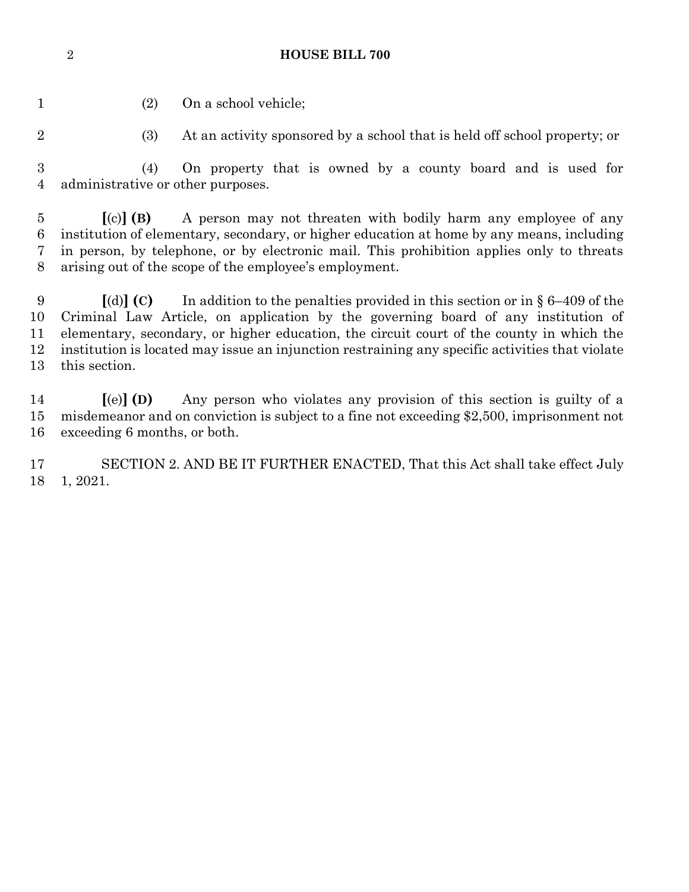(2) On a school vehicle;

(3) At an activity sponsored by a school that is held off school property; or

(4) On property that is owned by a county board and is used for administrative or other purposes.

**[**(c)**] (B)** A person may not threaten with bodily harm any employee of any institution of elementary, secondary, or higher education at home by any means, including in person, by telephone, or by electronic mail. This prohibition applies only to threats arising out of the scope of the employee's employment.

**[**(d)**] (C)** In addition to the penalties provided in this section or in § 6–409 of the Criminal Law Article, on application by the governing board of any institution of elementary, secondary, or higher education, the circuit court of the county in which the institution is located may issue an injunction restraining any specific activities that violate this section.

**[**(e)**] (D)** Any person who violates any provision of this section is guilty of a misdemeanor and on conviction is subject to a fine not exceeding $2,500, imprisonment not exceeding 6 months, or both.

SECTION 2. AND BE IT FURTHER ENACTED, That this Act shall take effect July 1, 2021.